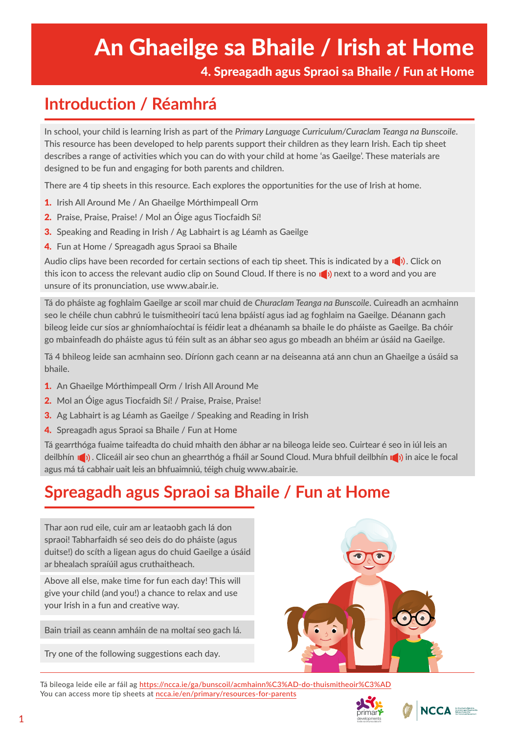# An Ghaeilge sa Bhaile / Irish at Home

### 4. Spreagadh agus Spraoi sa Bhaile / Fun at Home

## Introduction / Réamhrá

In school, your child is learning Irish as part of the *Primary Language Curriculum/Curaclam Teanga na Bunscoile*. This resource has been developed to help parents support their children as they learn Irish. Each tip sheet describes a range of activities which you can do with your child at home 'as Gaeilge'. These materials are designed to be fun and engaging for both parents and children.

There are 4 tip sheets in this resource. Each explores the opportunities for the use of Irish at home.

1. Irish All Around Me / An Ghaeilge Mórthimpeall Orm
2. Praise, Praise, Praise! / Mol an Óige agus Tiocfaidh Sí!
3. Speaking and Reading in Irish / Ag Labhairt is ag Léamh as Gaeilge
4. Fun at Home / Spreagadh agus Spraoi sa Bhaile

Audio clips have been recorded for certain sections of each tip sheet. This is indicated by a 🔊. Click on this icon to access the relevant audio clip on Sound Cloud. If there is no 🔊 next to a word and you are unsure of its pronunciation, use www.abair.ie.

Tá do pháiste ag foghlaim Gaeilge ar scoil mar chuid de *Churaclam Teanga na Bunscoile*. Cuireadh an acmhainn seo le chéile chun cabhrú le tuismitheoirí tacú lena bpáistí agus iad ag foghlaim na Gaeilge. Déanann gach bileog leide cur síos ar ghníomhaíochtaí is féidir leat a dhéanamh sa bhaile le do pháiste as Gaeilge. Ba chóir go mbainfeadh do pháiste agus tú féin sult as an ábhar seo agus go mbeadh an bhéim ar úsáid na Gaeilge.

Tá 4 bhileog leide san acmhainn seo. Díríonn gach ceann ar na deiseanna atá ann chun an Ghaeilge a úsáid sa bhaile.

1. An Ghaeilge Mórthimpeall Orm / Irish All Around Me
2. Mol an Óige agus Tiocfaidh Sí! / Praise, Praise, Praise!
3. Ag Labhairt is ag Léamh as Gaeilge / Speaking and Reading in Irish
4. Spreagadh agus Spraoi sa Bhaile / Fun at Home

Tá gearrthóga fuaime taifeadta do chuid mhaith den ábhar ar na bileoga leide seo. Cuirtear é seo in iúl leis an deilbhín 🔊. Cliceáil air seo chun an ghearrthóg a fháil ar Sound Cloud. Mura bhfuil deilbhín 🔊 in aice le focal agus má tá cabhair uait leis an bhfuaimniú, téigh chuig www.abair.ie.

## Spreagadh agus Spraoi sa Bhaile / Fun at Home

Thar aon rud eile, cuir am ar leataobh gach lá don spraoi! Tabharfaidh sé seo deis do do pháiste (agus duitse!) do scíth a ligean agus do chuid Gaeilge a úsáid ar bhealach spraíúil agus cruthaitheach.

Above all else, make time for fun each day! This will give your child (and you!) a chance to relax and use your Irish in a fun and creative way.

Bain triail as ceann amháin de na moltaí seo gach lá.

Try one of the following suggestions each day.

Tá bileoga leide eile ar fáil ag https://ncca.ie/ga/bunscoil/acmhainn%C3%AD-do-thuismitheoir%C3%AD
You can access more tip sheets at ncca.ie/en/primary/resources-for-parents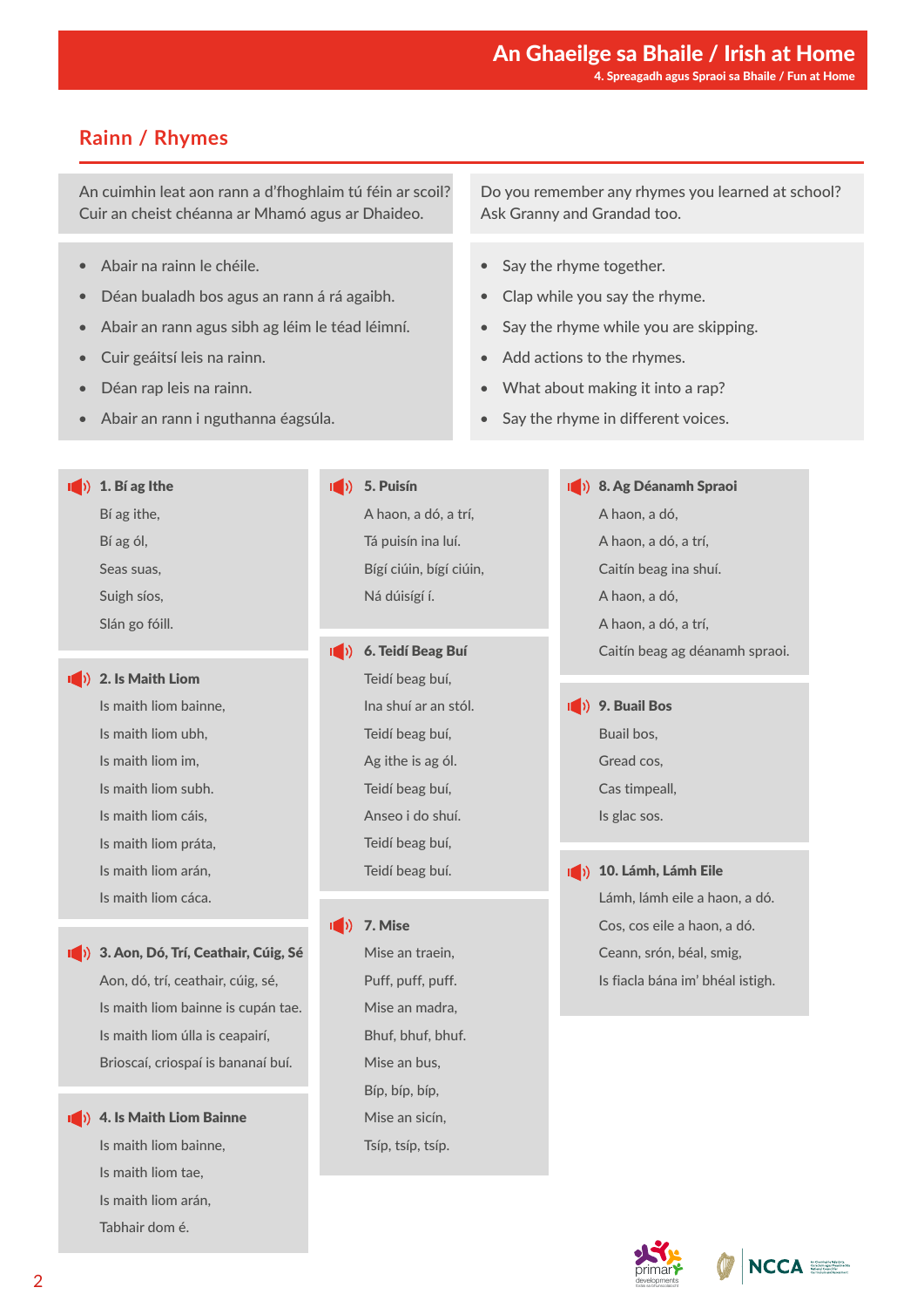## Rainn / Rhymes

An cuimhin leat aon rann a d'fhoghlaim tú féin ar scoil? Cuir an cheist chéanna ar Mhamó agus ar Dhaideo.

Do you remember any rhymes you learned at school? Ask Granny and Grandad too.

- Abair na rainn le chéile.
- Déan bualadh bos agus an rann á rá agaibh.
- Abair an rann agus sibh ag léim le téad léimní.
- Cuir geáitsí leis na rainn.
- Déan rap leis na rainn.
- Abair an rann i nguthanna éagsúla.

- Say the rhyme together.
- Clap while you say the rhyme.
- Say the rhyme while you are skipping.
- Add actions to the rhymes.
- What about making it into a rap?
- Say the rhyme in different voices.

### 1. Bí ag Ithe

Bí ag ithe,
Bí ag ól,
Seas suas,
Suigh síos,
Slán go fóill.

### 2. Is Maith Liom

Is maith liom bainne,
Is maith liom ubh,
Is maith liom im,
Is maith liom subh.
Is maith liom cáis,
Is maith liom práta,
Is maith liom arán,
Is maith liom cáca.

### 3. Aon, Dó, Trí, Ceathair, Cúig, Sé

Aon, dó, trí, ceathair, cúig, sé,
Is maith liom bainne is cupán tae.
Is maith liom úlla is ceapairí,
Brioscaí, criospaí is bananaí buí.

### 4. Is Maith Liom Bainne

Is maith liom bainne,
Is maith liom tae,
Is maith liom arán,
Tabhair dom é.

### 5. Puisín

A haon, a dó, a trí,
Tá puisín ina luí.
Bígí ciúin, bígí ciúin,
Ná dúisígí í.

### 6. Teidí Beag Buí

Teidí beag buí,
Ina shuí ar an stól.
Teidí beag buí,
Ag ithe is ag ól.
Teidí beag buí,
Anseo i do shuí.
Teidí beag buí,
Teidí beag buí.

### 7. Mise

Mise an traein,
Puff, puff, puff.
Mise an madra,
Bhuf, bhuf, bhuf.
Mise an bus,
Bíp, bíp, bíp,
Mise an sicín,
Tsíp, tsíp, tsíp.

### 8. Ag Déanamh Spraoi

A haon, a dó,
A haon, a dó, a trí,
Caitín beag ina shuí.
A haon, a dó,
A haon, a dó, a trí,
Caitín beag ag déanamh spraoi.

### 9. Buail Bos

Buail bos,
Gread cos,
Cas timpeall,
Is glac sos.

### 10. Lámh, Lámh Eile

Lámh, lámh eile a haon, a dó.
Cos, cos eile a haon, a dó.
Ceann, srón, béal, smig,
Is fiacla bána im' bhéal istigh.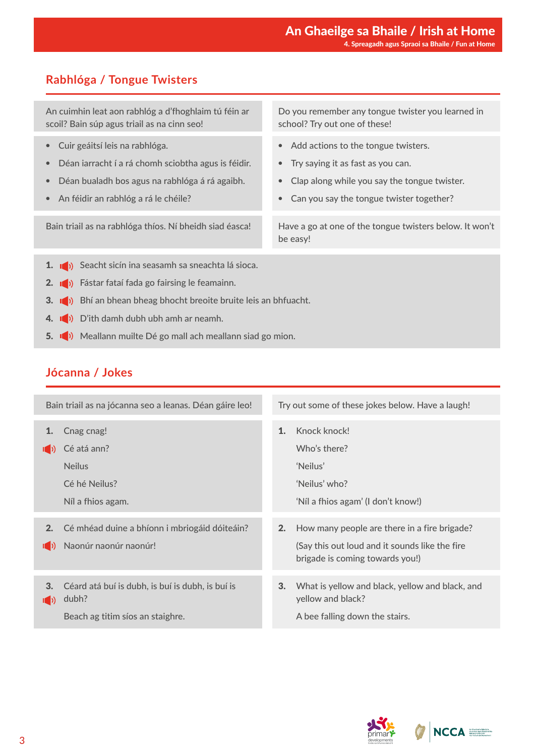## Rabhlóga / Tongue Twisters

An cuimhin leat aon rabhlóg a d'fhoghlaim tú féin ar scoil? Bain súp agus triail as na cinn seo!

Do you remember any tongue twister you learned in school? Try out one of these!

- Cuir geáitsí leis na rabhlóga.
- Déan iarracht í a rá chomh sciobtha agus is féidir.
- Déan bualadh bos agus na rabhlóga á rá agaibh.
- An féidir an rabhlóg a rá le chéile?

- Add actions to the tongue twisters.
- Try saying it as fast as you can.
- Clap along while you say the tongue twister.
- Can you say the tongue twister together?

Bain triail as na rabhlóga thíos. Ní bheidh siad éasca!

Have a go at one of the tongue twisters below. It won't be easy!

1. Seacht sicín ina seasamh sa sneachta lá sioca.
2. Fástar fataí fada go fairsing le feamainn.
3. Bhí an bhean bheag bhocht breoite bruite leis an bhfuacht.
4. D'ith damh dubh ubh amh ar neamh.
5. Meallann muilte Dé go mall ach meallann siad go mion.

## Jócanna / Jokes

Bain triail as na jócanna seo a leanas. Déan gáire leo!

Try out some of these jokes below. Have a laugh!

1. Cnag cnag!
   Cé atá ann?
   Neilus
   Cé hé Neilus?
   Níl a fhios agam.

1. Knock knock!
   Who's there?
   'Neilus'
   'Neilus' who?
   'Níl a fhios agam' (I don't know!)

2. Cé mhéad duine a bhíonn i mbriogáid dóiteáin?
   Naonúr naonúr naonúr!

2. How many people are there in a fire brigade?
   (Say this out loud and it sounds like the fire brigade is coming towards you!)

3. Céard atá buí is dubh, is buí is dubh, is buí is dubh?
   Beach ag titim síos an staighre.

3. What is yellow and black, yellow and black, and yellow and black?
   A bee falling down the stairs.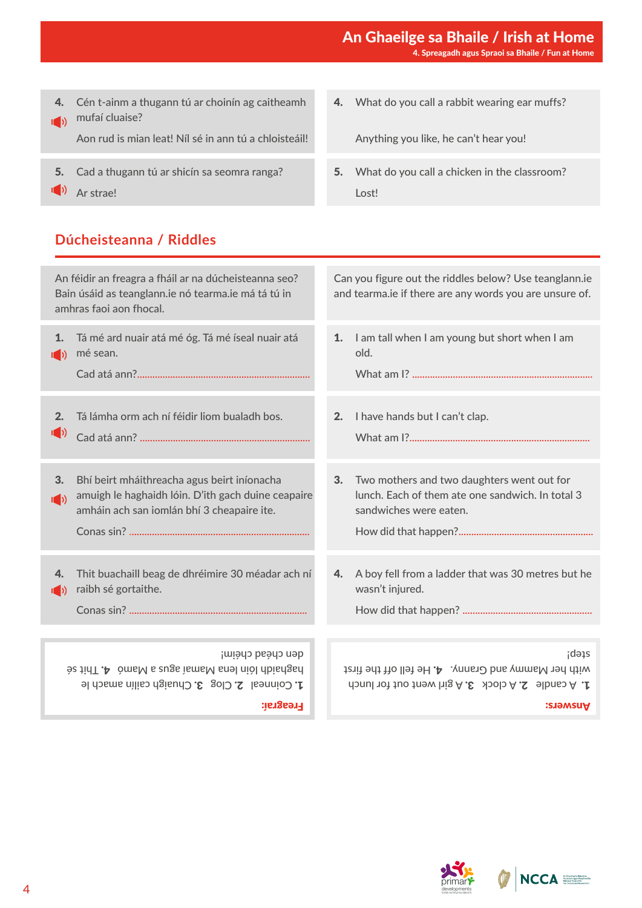| | |
|---|---|
| **4.** Cén t-ainm a thugann tú ar choinín ag caitheamh mufaí cluaise? Aon rud is mian leat! Níl sé in ann tú a chloisteáil! | **4.** What do you call a rabbit wearing ear muffs? Anything you like, he can't hear you! |
| **5.** Cad a thugann tú ar shicín sa seomra ranga? Ar strae! | **5.** What do you call a chicken in the classroom? Lost! |

## Dúcheisteanna / Riddles

An féidir an freagra a fháil ar na dúcheisteanna seo? Bain úsáid as teanglann.ie nó tearma.ie má tá tú in amhras faoi aon fhocal.

Can you figure out the riddles below? Use teanglann.ie and tearma.ie if there are any words you are unsure of.

| | |
|---|---|
| **1.** Tá mé ard nuair atá mé óg. Tá mé íseal nuair atá mé sean. Cad atá ann?...................... | **1.** I am tall when I am young but short when I am old. What am I? ...................... |
| **2.** Tá lámha orm ach ní féidir liom bualadh bos. Cad atá ann? ...................... | **2.** I have hands but I can't clap. What am I?...................... |
| **3.** Bhí beirt mháithreacha agus beirt iníonacha amuigh le haghaidh lóin. D'ith gach duine ceapaire amháin ach san iomlán bhí 3 cheapaire ite. Conas sin? ...................... | **3.** Two mothers and two daughters went out for lunch. Each of them ate one sandwich. In total 3 sandwiches were eaten. How did that happen?...................... |
| **4.** Thit buachaill beag de dhréimire 30 méadar ach ní raibh sé gortaithe. Conas sin? ...................... | **4.** A boy fell from a ladder that was 30 metres but he wasn't injured. How did that happen? ...................... |

**Freagraí:** **1.** Coinneal **2.** Clog **3.** Chuaigh cailín amach le haghaidh lóin lena Mamaí agus a Mamó. **4.** Thit sé den chéad chéim!

**Answers:** **1.** A candle **2.** A clock **3.** A girl went out for lunch with her Mammy and Granny. **4.** He fell off the first step!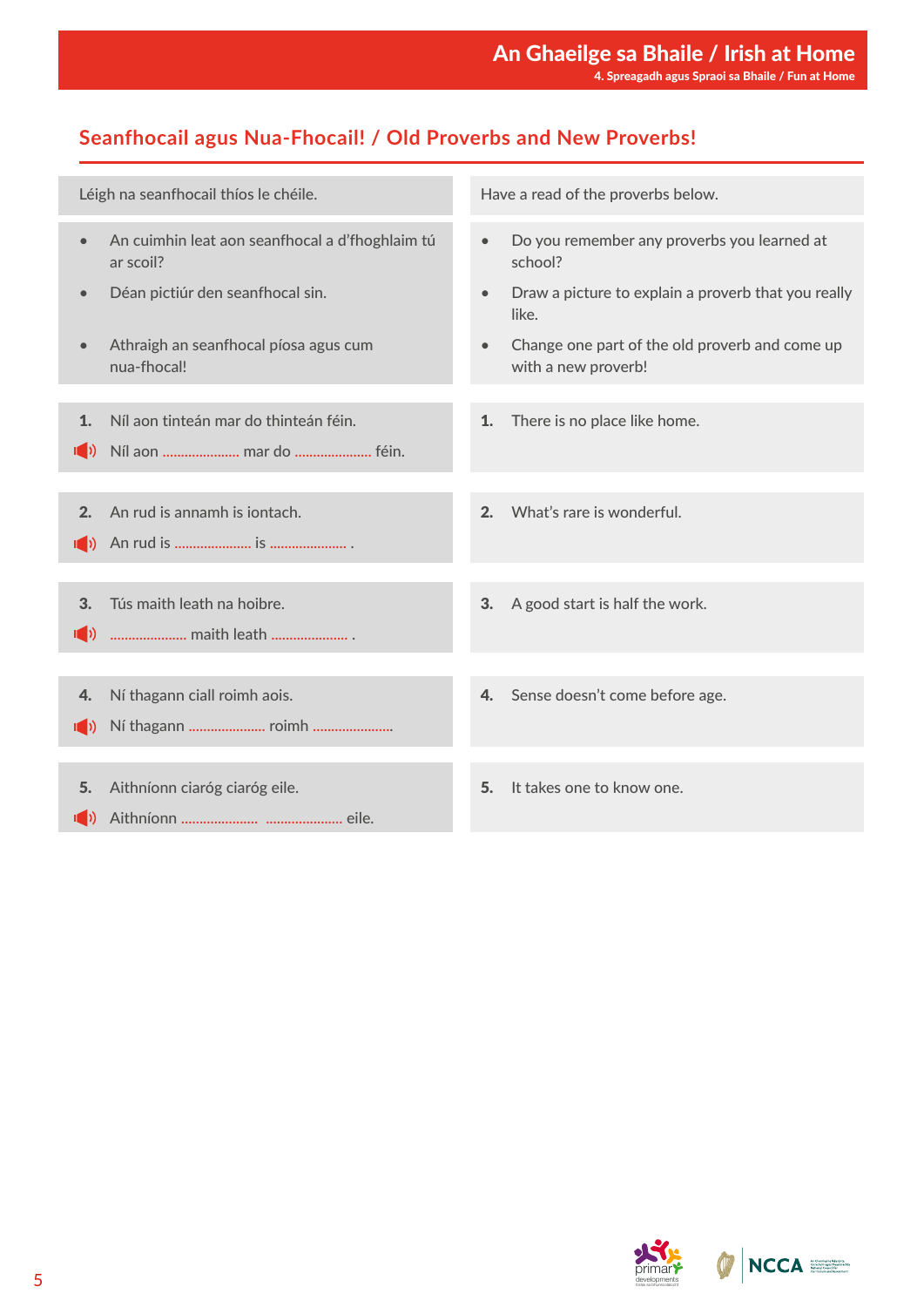## Seanfhocail agus Nua-Fhocail! / Old Proverbs and New Proverbs!

| Gaeilge | English |
|---|---|
| Léigh na seanfhocail thíos le chéile. | Have a read of the proverbs below. |
| • An cuimhin leat aon seanfhocal a d'fhoghlaim tú ar scoil?<br>• Déan pictiúr den seanfhocal sin.<br>• Athraigh an seanfhocal píosa agus cum nua-fhocal! | • Do you remember any proverbs you learned at school?<br>• Draw a picture to explain a proverb that you really like.<br>• Change one part of the old proverb and come up with a new proverb! |
| **1.** Níl aon tinteán mar do thinteán féin.<br>Níl aon .................... mar do .................... féin. | **1.** There is no place like home. |
| **2.** An rud is annamh is iontach.<br>An rud is .................... is .................... . | **2.** What's rare is wonderful. |
| **3.** Tús maith leath na hoibre.<br>.................... maith leath .................... . | **3.** A good start is half the work. |
| **4.** Ní thagann ciall roimh aois.<br>Ní thagann .................... roimh .................... | **4.** Sense doesn't come before age. |
| **5.** Aithníonn ciaróg ciaróg eile.<br>Aithníonn .................... .................... eile. | **5.** It takes one to know one. |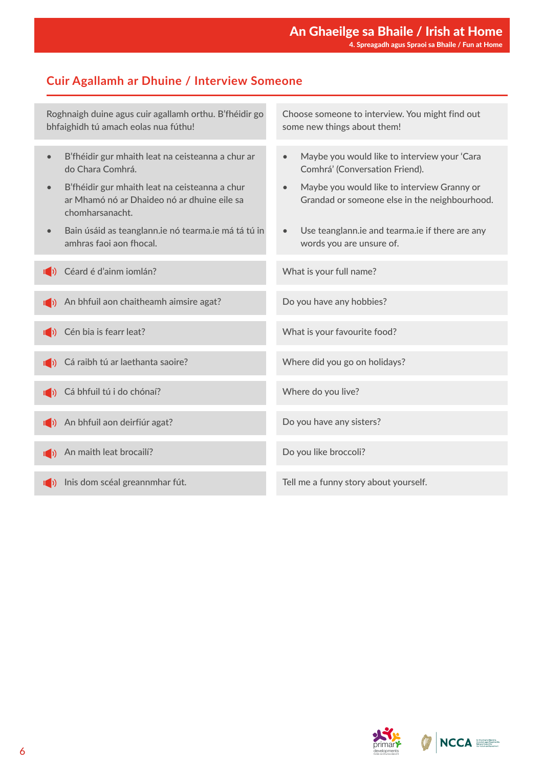## Cuir Agallamh ar Dhuine / Interview Someone

| Gaeilge | English |
| --- | --- |
| Roghnaigh duine agus cuir agallamh orthu. B'fhéidir go bhfaighidh tú amach eolas nua fúthu! | Choose someone to interview. You might find out some new things about them! |
| • B'fhéidir gur mhaith leat na ceisteanna a chur ar do Chara Comhrá.<br>• B'fhéidir gur mhaith leat na ceisteanna a chur ar Mhamó nó ar Dhaideo nó ar dhuine eile sa chomharsanacht.<br>• Bain úsáid as teanglann.ie nó tearma.ie má tá tú in amhras faoi aon fhocal. | • Maybe you would like to interview your 'Cara Comhrá' (Conversation Friend).<br>• Maybe you would like to interview Granny or Grandad or someone else in the neighbourhood.<br>• Use teanglann.ie and tearma.ie if there are any words you are unsure of. |
| Céard é d'ainm iomlán? | What is your full name? |
| An bhfuil aon chaitheamh aimsire agat? | Do you have any hobbies? |
| Cén bia is fearr leat? | What is your favourite food? |
| Cá raibh tú ar laethanta saoire? | Where did you go on holidays? |
| Cá bhfuil tú i do chónaí? | Where do you live? |
| An bhfuil aon deirfiúr agat? | Do you have any sisters? |
| An maith leat brocailí? | Do you like broccoli? |
| Inis dom scéal greannmhar fút. | Tell me a funny story about yourself. |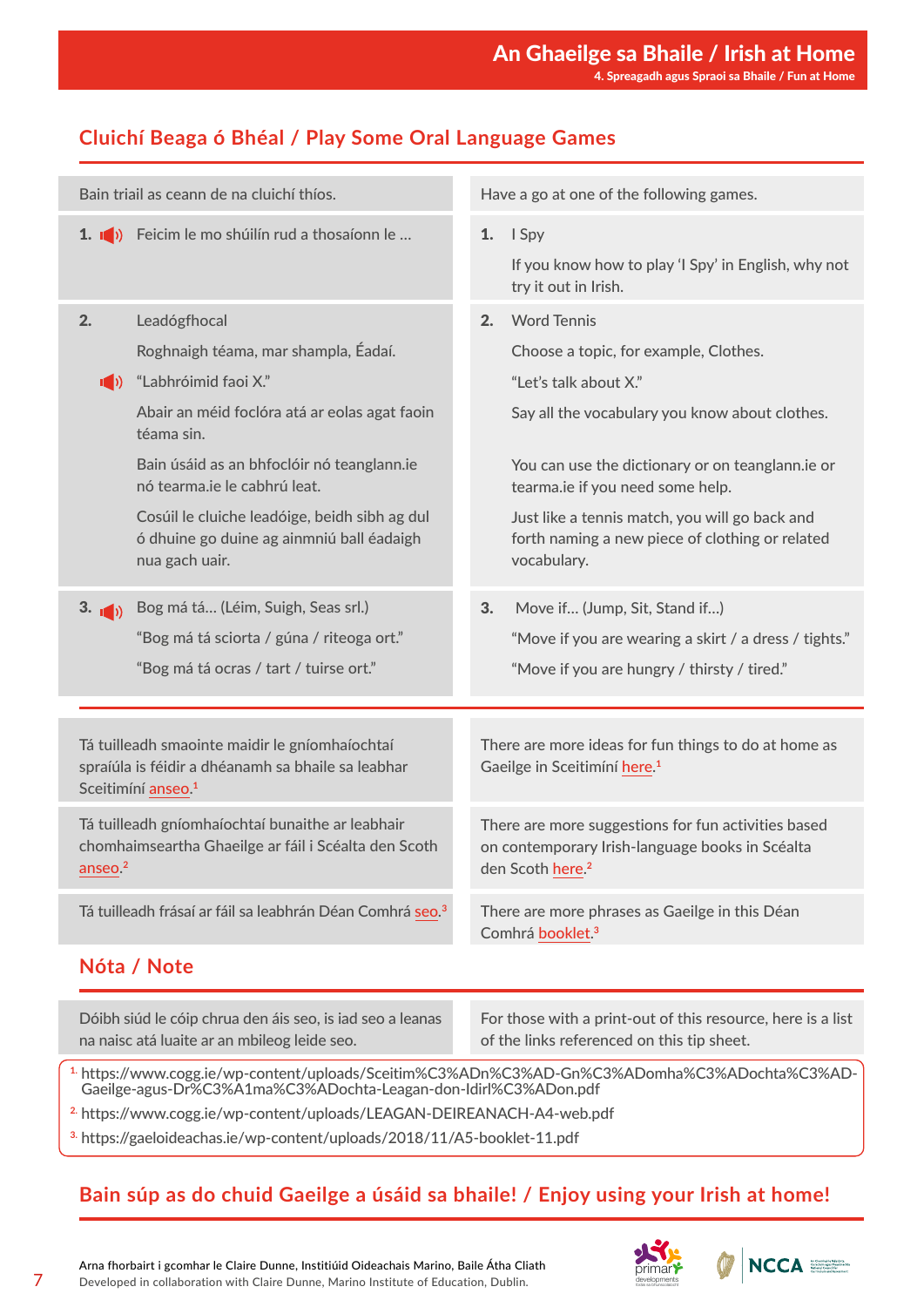## Cluichí Beaga ó Bhéal / Play Some Oral Language Games

| | |
|---|---|
| Bain triail as ceann de na cluichí thíos. | Have a go at one of the following games. |
| **1.** Feicim le mo shúilín rud a thosaíonn le ... | **1.** I Spy<br><br>If you know how to play 'I Spy' in English, why not try it out in Irish. |
| **2.** Leadógfhocal<br><br>Roghnaigh téama, mar shampla, Éadaí.<br><br>"Labhróimid faoi X."<br><br>Abair an méid foclóra atá ar eolas agat faoin téama sin.<br><br>Bain úsáid as an bhfoclóir nó teanglann.ie nó tearma.ie le cabhrú leat.<br><br>Cosúil le cluiche leadóige, beidh sibh ag dul ó dhuine go duine ag ainmniú ball éadaigh nua gach uair. | **2.** Word Tennis<br><br>Choose a topic, for example, Clothes.<br><br>"Let's talk about X."<br><br>Say all the vocabulary you know about clothes.<br><br>You can use the dictionary or on teanglann.ie or tearma.ie if you need some help.<br><br>Just like a tennis match, you will go back and forth naming a new piece of clothing or related vocabulary. |
| **3.** Bog má tá... (Léim, Suigh, Seas srl.)<br><br>"Bog má tá sciorta / gúna / riteoga ort."<br><br>"Bog má tá ocras / tart / tuirse ort." | **3.** Move if... (Jump, Sit, Stand if...)<br><br>"Move if you are wearing a skirt / a dress / tights."<br><br>"Move if you are hungry / thirsty / tired." |

| | |
|---|---|
| Tá tuilleadh smaointe maidir le gníomhaíochtaí spraíúla is féidir a dhéanamh sa bhaile sa leabhar Sceitimíní anseo.[1] | There are more ideas for fun things to do at home as Gaeilge in Sceitimíní here.[1] |
| Tá tuilleadh gníomhaíochtaí bunaithe ar leabhair chomhaimseartha Ghaeilge ar fáil i Scéalta den Scoth anseo.[2] | There are more suggestions for fun activities based on contemporary Irish-language books in Scéalta den Scoth here.[2] |
| Tá tuilleadh frásaí ar fáil sa leabhrán Déan Comhrá seo.[3] | There are more phrases as Gaeilge in this Déan Comhrá booklet.[3] |

## Nóta / Note

| | |
|---|---|
| Dóibh siúd le cóip chrua den áis seo, is iad seo a leanas na naisc atá luaite ar an mbileog leide seo. | For those with a print-out of this resource, here is a list of the links referenced on this tip sheet. |

1. https://www.cogg.ie/wp-content/uploads/Sceitim%C3%ADn%C3%AD-Gn%C3%ADomha%C3%ADochta%C3%AD-Gaeilge-agus-Dr%C3%A1ma%C3%ADochta-Leagan-don-Idirl%C3%ADon.pdf
2. https://www.cogg.ie/wp-content/uploads/LEAGAN-DEIREANACH-A4-web.pdf
3. https://gaeloideachas.ie/wp-content/uploads/2018/11/A5-booklet-11.pdf

## Bain súp as do chuid Gaeilge a úsáid sa bhaile! / Enjoy using your Irish at home!

Arna fhorbairt i gcomhar le Claire Dunne, Instiitúid Oideachais Marino, Baile Átha Cliath
Developed in collaboration with Claire Dunne, Marino Institute of Education, Dublin.